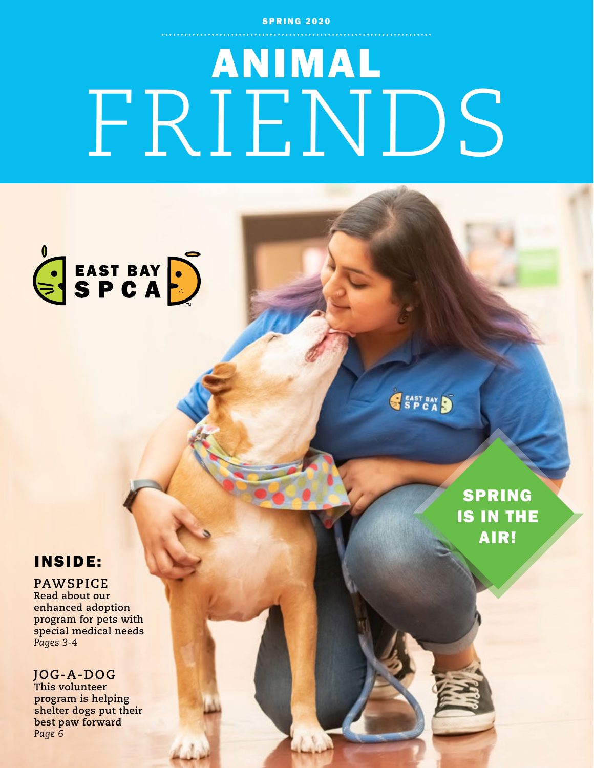SPRING 2020

# ANIMAL FRIENDS

EAST BAY SPCA

**SPRING IS IN THE AIR!**

## INSIDE:

### PAWSPICE

**Read about our enhanced adoption program for pets with special medical needs**
*Pages 3-4*

### JOG-A-DOG

**This volunteer program is helping shelter dogs put their best paw forward**
*Page 6*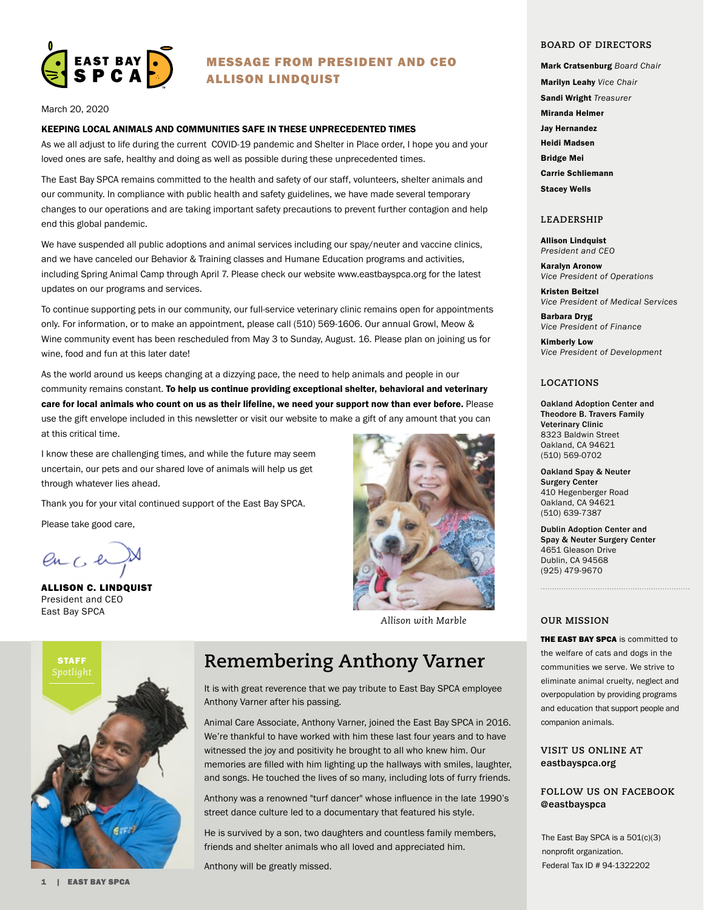## MESSAGE FROM PRESIDENT AND CEO ALLISON LINDQUIST

March 20, 2020

**KEEPING LOCAL ANIMALS AND COMMUNITIES SAFE IN THESE UNPRECEDENTED TIMES**

As we all adjust to life during the current COVID-19 pandemic and Shelter in Place order, I hope you and your loved ones are safe, healthy and doing as well as possible during these unprecedented times.

The East Bay SPCA remains committed to the health and safety of our staff, volunteers, shelter animals and our community. In compliance with public health and safety guidelines, we have made several temporary changes to our operations and are taking important safety precautions to prevent further contagion and help end this global pandemic.

We have suspended all public adoptions and animal services including our spay/neuter and vaccine clinics, and we have canceled our Behavior & Training classes and Humane Education programs and activities, including Spring Animal Camp through April 7. Please check our website www.eastbayspca.org for the latest updates on our programs and services.

To continue supporting pets in our community, our full-service veterinary clinic remains open for appointments only. For information, or to make an appointment, please call (510) 569-1606. Our annual Growl, Meow & Wine community event has been rescheduled from May 3 to Sunday, August. 16. Please plan on joining us for wine, food and fun at this later date!

As the world around us keeps changing at a dizzying pace, the need to help animals and people in our community remains constant. **To help us continue providing exceptional shelter, behavioral and veterinary care for local animals who count on us as their lifeline, we need your support now than ever before.** Please use the gift envelope included in this newsletter or visit our website to make a gift of any amount that you can at this critical time.

I know these are challenging times, and while the future may seem uncertain, our pets and our shared love of animals will help us get through whatever lies ahead.

Thank you for your vital continued support of the East Bay SPCA.

Please take good care,

**ALLISON C. LINDQUIST**
President and CEO
East Bay SPCA

*Allison with Marble*

**STAFF** *Spotlight*

## Remembering Anthony Varner

It is with great reverence that we pay tribute to East Bay SPCA employee Anthony Varner after his passing.

Animal Care Associate, Anthony Varner, joined the East Bay SPCA in 2016. We're thankful to have worked with him these last four years and to have witnessed the joy and positivity he brought to all who knew him. Our memories are filled with him lighting up the hallways with smiles, laughter, and songs. He touched the lives of so many, including lots of furry friends.

Anthony was a renowned "turf dancer" whose influence in the late 1990's street dance culture led to a documentary that featured his style.

He is survived by a son, two daughters and countless family members, friends and shelter animals who all loved and appreciated him.

Anthony will be greatly missed.

### BOARD OF DIRECTORS

**Mark Cratsenburg** *Board Chair*
**Marilyn Leahy** *Vice Chair*
**Sandi Wright** *Treasurer*
**Miranda Helmer**
**Jay Hernandez**
**Heidi Madsen**
**Bridge Mei**
**Carrie Schliemann**
**Stacey Wells**

### LEADERSHIP

**Allison Lindquist**
*President and CEO*

**Karalyn Aronow**
*Vice President of Operations*

**Kristen Beitzel**
*Vice President of Medical Services*

**Barbara Dryg**
*Vice President of Finance*

**Kimberly Low**
*Vice President of Development*

### LOCATIONS

**Oakland Adoption Center and Theodore B. Travers Family Veterinary Clinic**
8323 Baldwin Street
Oakland, CA 94621
(510) 569-0702

**Oakland Spay & Neuter Surgery Center**
410 Hegenberger Road
Oakland, CA 94621
(510) 639-7387

**Dublin Adoption Center and Spay & Neuter Surgery Center**
4651 Gleason Drive
Dublin, CA 94568
(925) 479-9670

### OUR MISSION

**THE EAST BAY SPCA** is committed to the welfare of cats and dogs in the communities we serve. We strive to eliminate animal cruelty, neglect and overpopulation by providing programs and education that support people and companion animals.

### VISIT US ONLINE AT
**eastbayspca.org**

### FOLLOW US ON FACEBOOK
**@eastbayspca**

The East Bay SPCA is a 501(c)(3) nonprofit organization.
Federal Tax ID # 94-1322202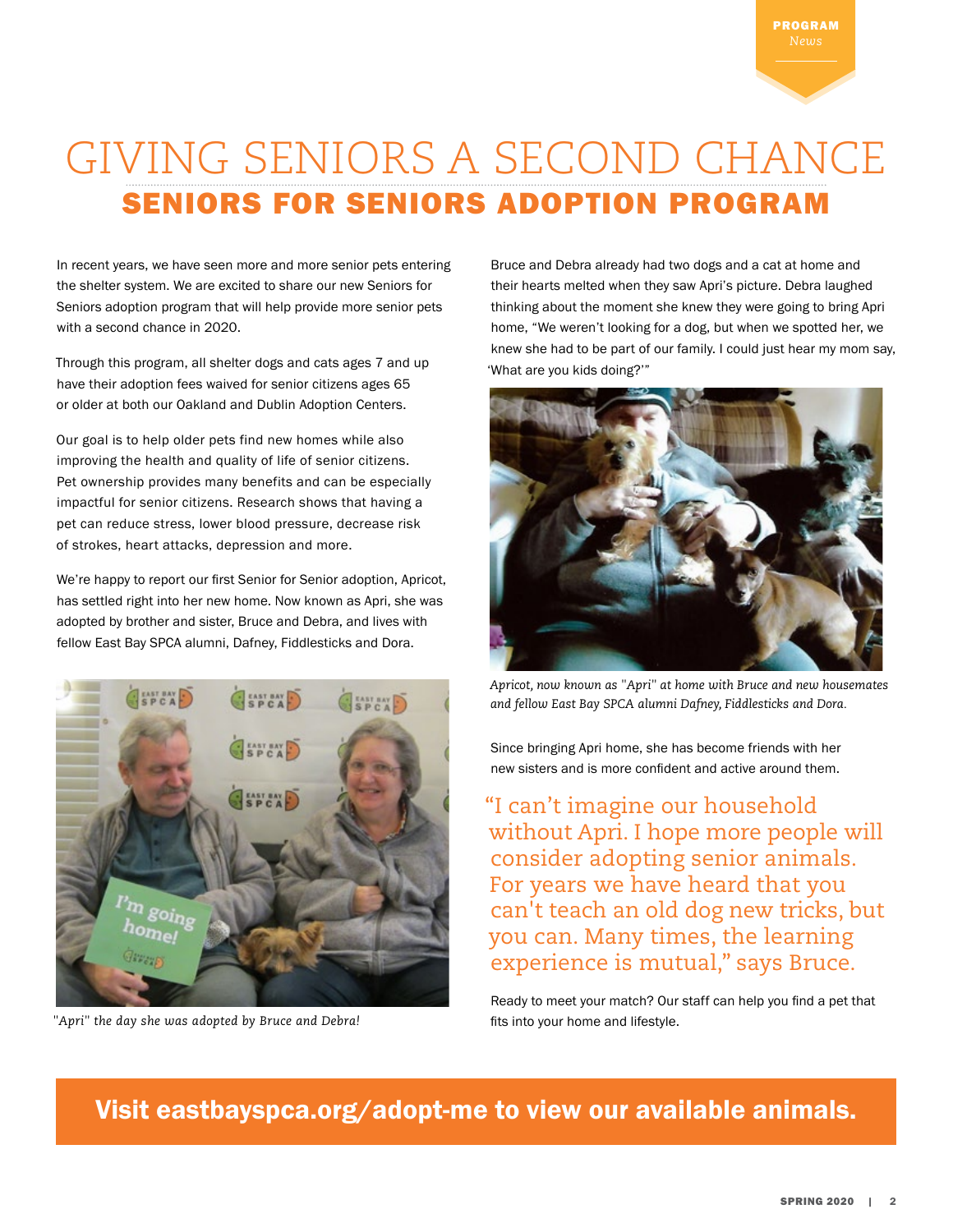# GIVING SENIORS A SECOND CHANCE

## SENIORS FOR SENIORS ADOPTION PROGRAM

In recent years, we have seen more and more senior pets entering the shelter system. We are excited to share our new Seniors for Seniors adoption program that will help provide more senior pets with a second chance in 2020.

Through this program, all shelter dogs and cats ages 7 and up have their adoption fees waived for senior citizens ages 65 or older at both our Oakland and Dublin Adoption Centers.

Our goal is to help older pets find new homes while also improving the health and quality of life of senior citizens. Pet ownership provides many benefits and can be especially impactful for senior citizens. Research shows that having a pet can reduce stress, lower blood pressure, decrease risk of strokes, heart attacks, depression and more.

We're happy to report our first Senior for Senior adoption, Apricot, has settled right into her new home. Now known as Apri, she was adopted by brother and sister, Bruce and Debra, and lives with fellow East Bay SPCA alumni, Dafney, Fiddlesticks and Dora.

*"Apri" the day she was adopted by Bruce and Debra!*

Bruce and Debra already had two dogs and a cat at home and their hearts melted when they saw Apri's picture. Debra laughed thinking about the moment she knew they were going to bring Apri home, "We weren't looking for a dog, but when we spotted her, we knew she had to be part of our family. I could just hear my mom say, 'What are you kids doing?'"

*Apricot, now known as "Apri" at home with Bruce and new housemates and fellow East Bay SPCA alumni Dafney, Fiddlesticks and Dora.*

Since bringing Apri home, she has become friends with her new sisters and is more confident and active around them.

> "I can't imagine our household without Apri. I hope more people will consider adopting senior animals. For years we have heard that you can't teach an old dog new tricks, but you can. Many times, the learning experience is mutual," says Bruce.

Ready to meet your match? Our staff can help you find a pet that fits into your home and lifestyle.

**Visit eastbayspca.org/adopt-me to view our available animals.**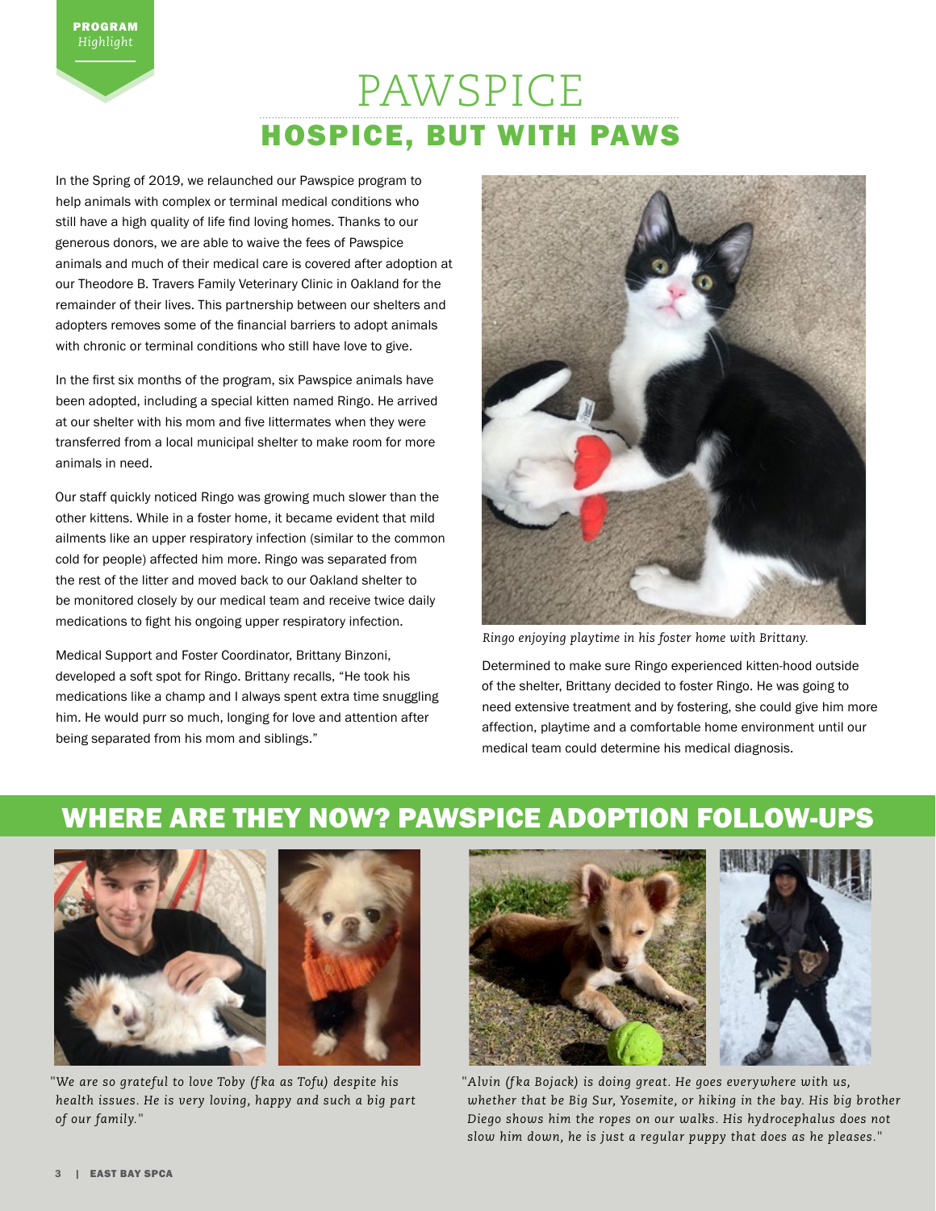PROGRAM *Highlight*

# PAWSPICE

## HOSPICE, BUT WITH PAWS

In the Spring of 2019, we relaunched our Pawspice program to help animals with complex or terminal medical conditions who still have a high quality of life find loving homes. Thanks to our generous donors, we are able to waive the fees of Pawspice animals and much of their medical care is covered after adoption at our Theodore B. Travers Family Veterinary Clinic in Oakland for the remainder of their lives. This partnership between our shelters and adopters removes some of the financial barriers to adopt animals with chronic or terminal conditions who still have love to give.

In the first six months of the program, six Pawspice animals have been adopted, including a special kitten named Ringo. He arrived at our shelter with his mom and five littermates when they were transferred from a local municipal shelter to make room for more animals in need.

Our staff quickly noticed Ringo was growing much slower than the other kittens. While in a foster home, it became evident that mild ailments like an upper respiratory infection (similar to the common cold for people) affected him more. Ringo was separated from the rest of the litter and moved back to our Oakland shelter to be monitored closely by our medical team and receive twice daily medications to fight his ongoing upper respiratory infection.

Medical Support and Foster Coordinator, Brittany Binzoni, developed a soft spot for Ringo. Brittany recalls, “He took his medications like a champ and I always spent extra time snuggling him. He would purr so much, longing for love and attention after being separated from his mom and siblings.”

*Ringo enjoying playtime in his foster home with Brittany.*

Determined to make sure Ringo experienced kitten-hood outside of the shelter, Brittany decided to foster Ringo. He was going to need extensive treatment and by fostering, she could give him more affection, playtime and a comfortable home environment until our medical team could determine his medical diagnosis.

## WHERE ARE THEY NOW? PAWSPICE ADOPTION FOLLOW-UPS

*"We are so grateful to love Toby (fka as Tofu) despite his health issues. He is very loving, happy and such a big part of our family."*

*"Alvin (fka Bojack) is doing great. He goes everywhere with us, whether that be Big Sur, Yosemite, or hiking in the bay. His big brother Diego shows him the ropes on our walks. His hydrocephalus does not slow him down, he is just a regular puppy that does as he pleases."*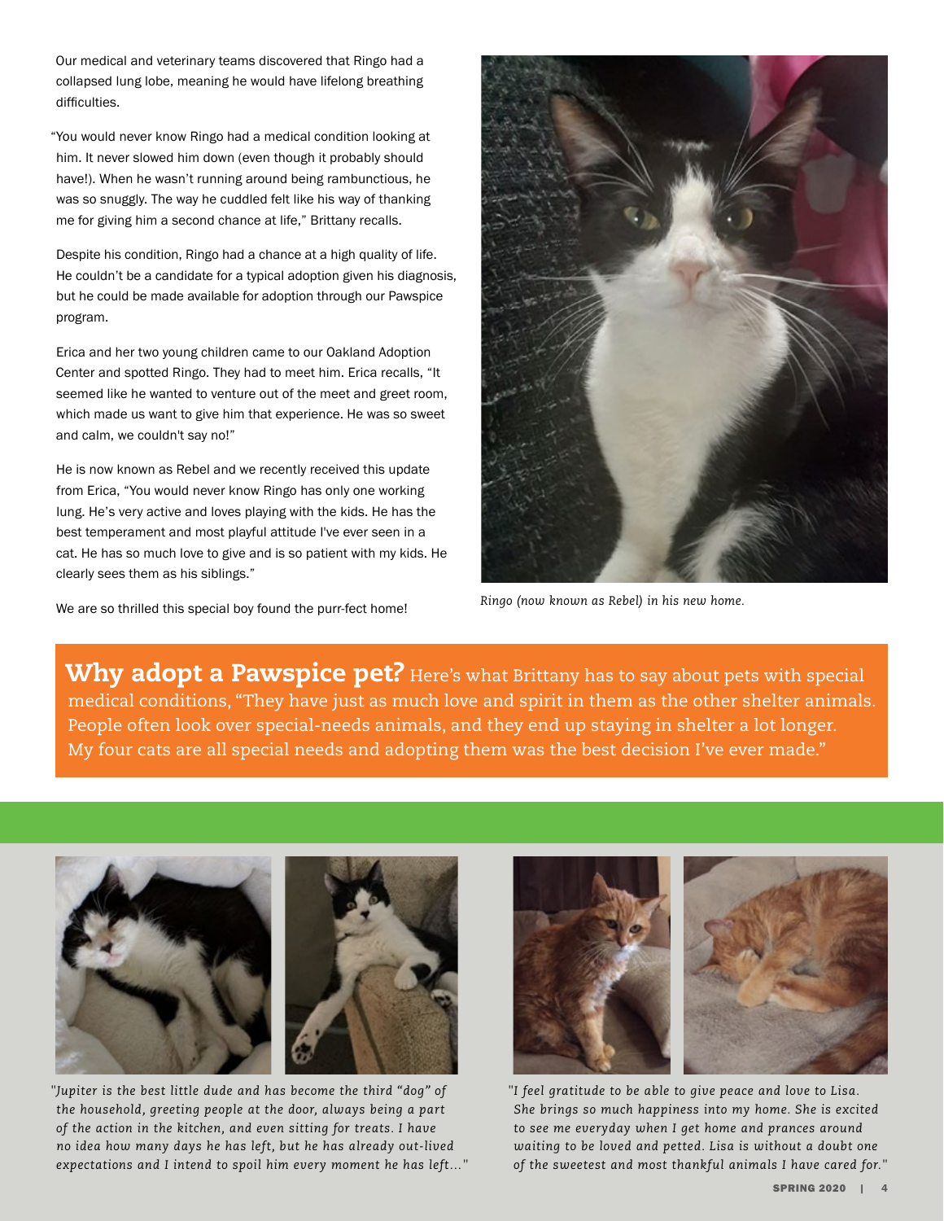Our medical and veterinary teams discovered that Ringo had a collapsed lung lobe, meaning he would have lifelong breathing difficulties.

"You would never know Ringo had a medical condition looking at him. It never slowed him down (even though it probably should have!). When he wasn't running around being rambunctious, he was so snuggly. The way he cuddled felt like his way of thanking me for giving him a second chance at life," Brittany recalls.

Despite his condition, Ringo had a chance at a high quality of life. He couldn't be a candidate for a typical adoption given his diagnosis, but he could be made available for adoption through our Pawspice program.

Erica and her two young children came to our Oakland Adoption Center and spotted Ringo. They had to meet him. Erica recalls, "It seemed like he wanted to venture out of the meet and greet room, which made us want to give him that experience. He was so sweet and calm, we couldn't say no!"

He is now known as Rebel and we recently received this update from Erica, "You would never know Ringo has only one working lung. He's very active and loves playing with the kids. He has the best temperament and most playful attitude I've ever seen in a cat. He has so much love to give and is so patient with my kids. He clearly sees them as his siblings."

We are so thrilled this special boy found the purr-fect home!

*Ringo (now known as Rebel) in his new home.*

**Why adopt a Pawspice pet?** Here's what Brittany has to say about pets with special medical conditions, "They have just as much love and spirit in them as the other shelter animals. People often look over special-needs animals, and they end up staying in shelter a lot longer. My four cats are all special needs and adopting them was the best decision I've ever made."

*"Jupiter is the best little dude and has become the third "dog" of the household, greeting people at the door, always being a part of the action in the kitchen, and even sitting for treats. I have no idea how many days he has left, but he has already out-lived expectations and I intend to spoil him every moment he has left..."*

*"I feel gratitude to be able to give peace and love to Lisa. She brings so much happiness into my home. She is excited to see me everyday when I get home and prances around waiting to be loved and petted. Lisa is without a doubt one of the sweetest and most thankful animals I have cared for."*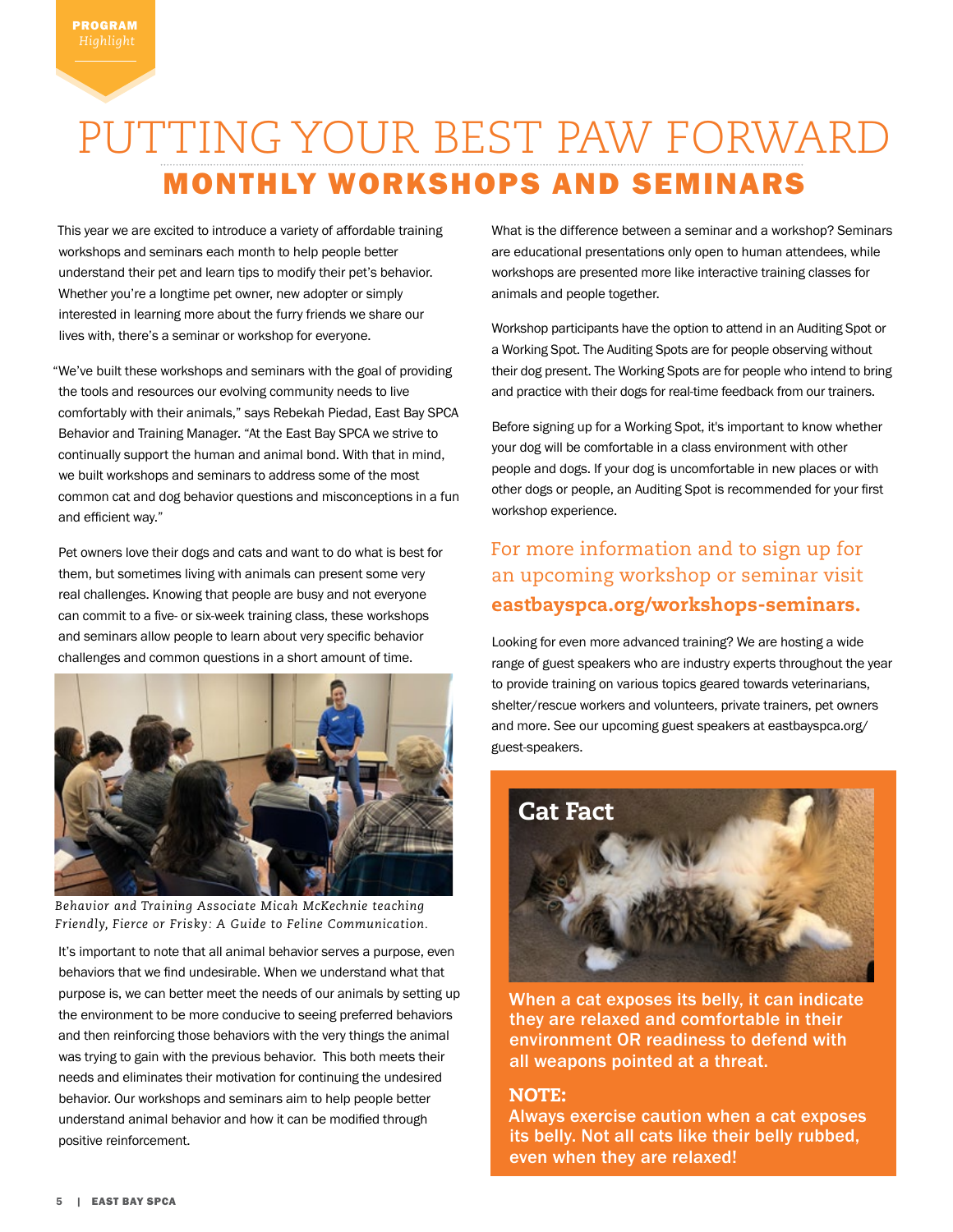**PROGRAM** *Highlight*

# PUTTING YOUR BEST PAW FORWARD

## MONTHLY WORKSHOPS AND SEMINARS

This year we are excited to introduce a variety of affordable training workshops and seminars each month to help people better understand their pet and learn tips to modify their pet's behavior. Whether you're a longtime pet owner, new adopter or simply interested in learning more about the furry friends we share our lives with, there's a seminar or workshop for everyone.

"We've built these workshops and seminars with the goal of providing the tools and resources our evolving community needs to live comfortably with their animals," says Rebekah Piedad, East Bay SPCA Behavior and Training Manager. "At the East Bay SPCA we strive to continually support the human and animal bond. With that in mind, we built workshops and seminars to address some of the most common cat and dog behavior questions and misconceptions in a fun and efficient way."

Pet owners love their dogs and cats and want to do what is best for them, but sometimes living with animals can present some very real challenges. Knowing that people are busy and not everyone can commit to a five- or six-week training class, these workshops and seminars allow people to learn about very specific behavior challenges and common questions in a short amount of time.

*Behavior and Training Associate Micah McKechnie teaching Friendly, Fierce or Frisky: A Guide to Feline Communication.*

It's important to note that all animal behavior serves a purpose, even behaviors that we find undesirable. When we understand what that purpose is, we can better meet the needs of our animals by setting up the environment to be more conducive to seeing preferred behaviors and then reinforcing those behaviors with the very things the animal was trying to gain with the previous behavior. This both meets their needs and eliminates their motivation for continuing the undesired behavior. Our workshops and seminars aim to help people better understand animal behavior and how it can be modified through positive reinforcement.

What is the difference between a seminar and a workshop? Seminars are educational presentations only open to human attendees, while workshops are presented more like interactive training classes for animals and people together.

Workshop participants have the option to attend in an Auditing Spot or a Working Spot. The Auditing Spots are for people observing without their dog present. The Working Spots are for people who intend to bring and practice with their dogs for real-time feedback from our trainers.

Before signing up for a Working Spot, it's important to know whether your dog will be comfortable in a class environment with other people and dogs. If your dog is uncomfortable in new places or with other dogs or people, an Auditing Spot is recommended for your first workshop experience.

### For more information and to sign up for an upcoming workshop or seminar visit **eastbayspca.org/workshops-seminars.**

Looking for even more advanced training? We are hosting a wide range of guest speakers who are industry experts throughout the year to provide training on various topics geared towards veterinarians, shelter/rescue workers and volunteers, private trainers, pet owners and more. See our upcoming guest speakers at eastbayspca.org/guest-speakers.

### Cat Fact

**When a cat exposes its belly, it can indicate they are relaxed and comfortable in their environment OR readiness to defend with all weapons pointed at a threat.**

**NOTE:**
**Always exercise caution when a cat exposes its belly. Not all cats like their belly rubbed, even when they are relaxed!**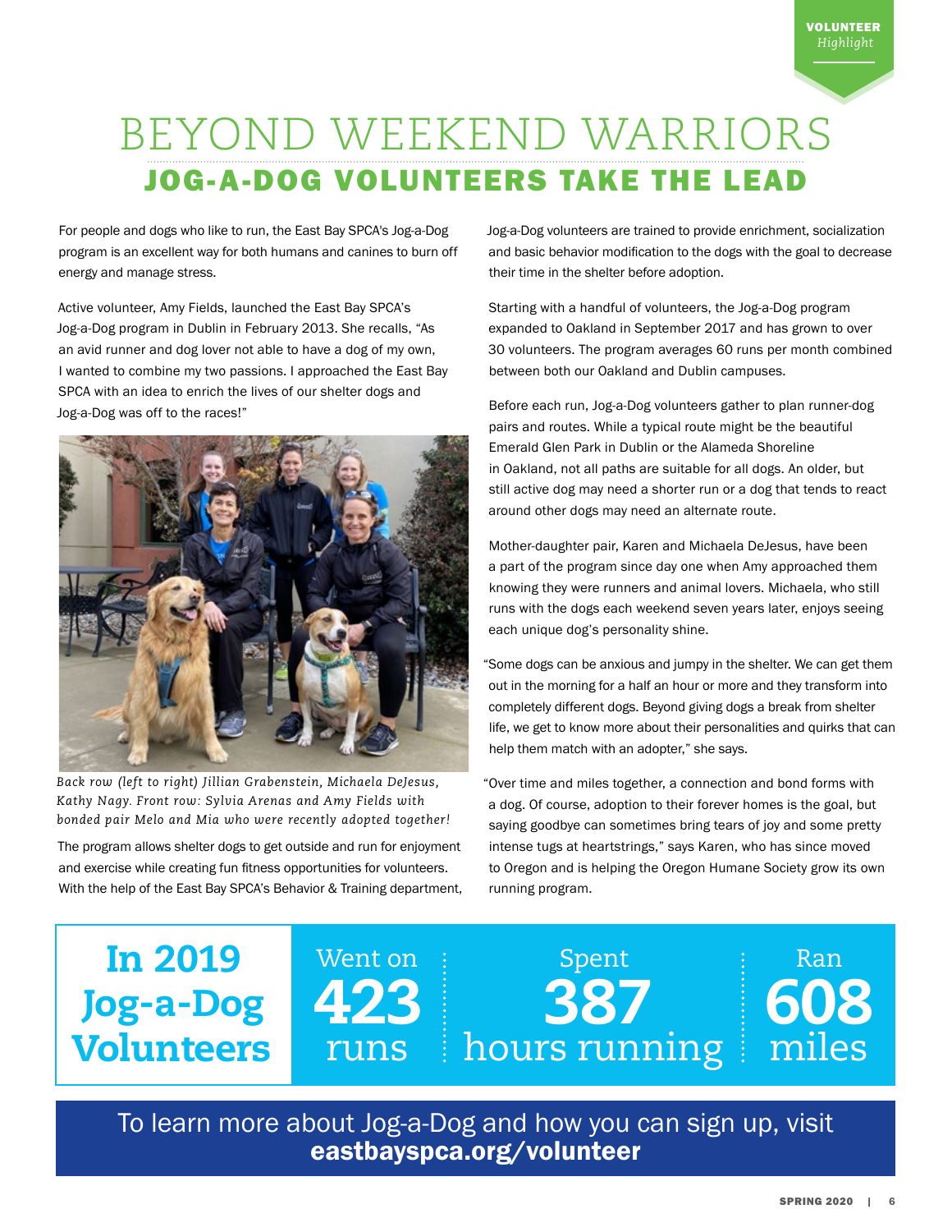VOLUNTEER *Highlight*

# BEYOND WEEKEND WARRIORS

## JOG-A-DOG VOLUNTEERS TAKE THE LEAD

For people and dogs who like to run, the East Bay SPCA's Jog-a-Dog program is an excellent way for both humans and canines to burn off energy and manage stress.

Active volunteer, Amy Fields, launched the East Bay SPCA's Jog-a-Dog program in Dublin in February 2013. She recalls, "As an avid runner and dog lover not able to have a dog of my own, I wanted to combine my two passions. I approached the East Bay SPCA with an idea to enrich the lives of our shelter dogs and Jog-a-Dog was off to the races!"

*Back row (left to right) Jillian Grabenstein, Michaela DeJesus, Kathy Nagy. Front row: Sylvia Arenas and Amy Fields with bonded pair Melo and Mia who were recently adopted together!*

The program allows shelter dogs to get outside and run for enjoyment and exercise while creating fun fitness opportunities for volunteers. With the help of the East Bay SPCA's Behavior & Training department, Jog-a-Dog volunteers are trained to provide enrichment, socialization and basic behavior modification to the dogs with the goal to decrease their time in the shelter before adoption.

Starting with a handful of volunteers, the Jog-a-Dog program expanded to Oakland in September 2017 and has grown to over 30 volunteers. The program averages 60 runs per month combined between both our Oakland and Dublin campuses.

Before each run, Jog-a-Dog volunteers gather to plan runner-dog pairs and routes. While a typical route might be the beautiful Emerald Glen Park in Dublin or the Alameda Shoreline in Oakland, not all paths are suitable for all dogs. An older, but still active dog may need a shorter run or a dog that tends to react around other dogs may need an alternate route.

Mother-daughter pair, Karen and Michaela DeJesus, have been a part of the program since day one when Amy approached them knowing they were runners and animal lovers. Michaela, who still runs with the dogs each weekend seven years later, enjoys seeing each unique dog's personality shine.

"Some dogs can be anxious and jumpy in the shelter. We can get them out in the morning for a half an hour or more and they transform into completely different dogs. Beyond giving dogs a break from shelter life, we get to know more about their personalities and quirks that can help them match with an adopter," she says.

"Over time and miles together, a connection and bond forms with a dog. Of course, adoption to their forever homes is the goal, but saying goodbye can sometimes bring tears of joy and some pretty intense tugs at heartstrings," says Karen, who has since moved to Oregon and is helping the Oregon Humane Society grow its own running program.

**In 2019 Jog-a-Dog Volunteers**

Went on **423** runs | Spent **387** hours running | Ran **608** miles

To learn more about Jog-a-Dog and how you can sign up, visit **eastbayspca.org/volunteer**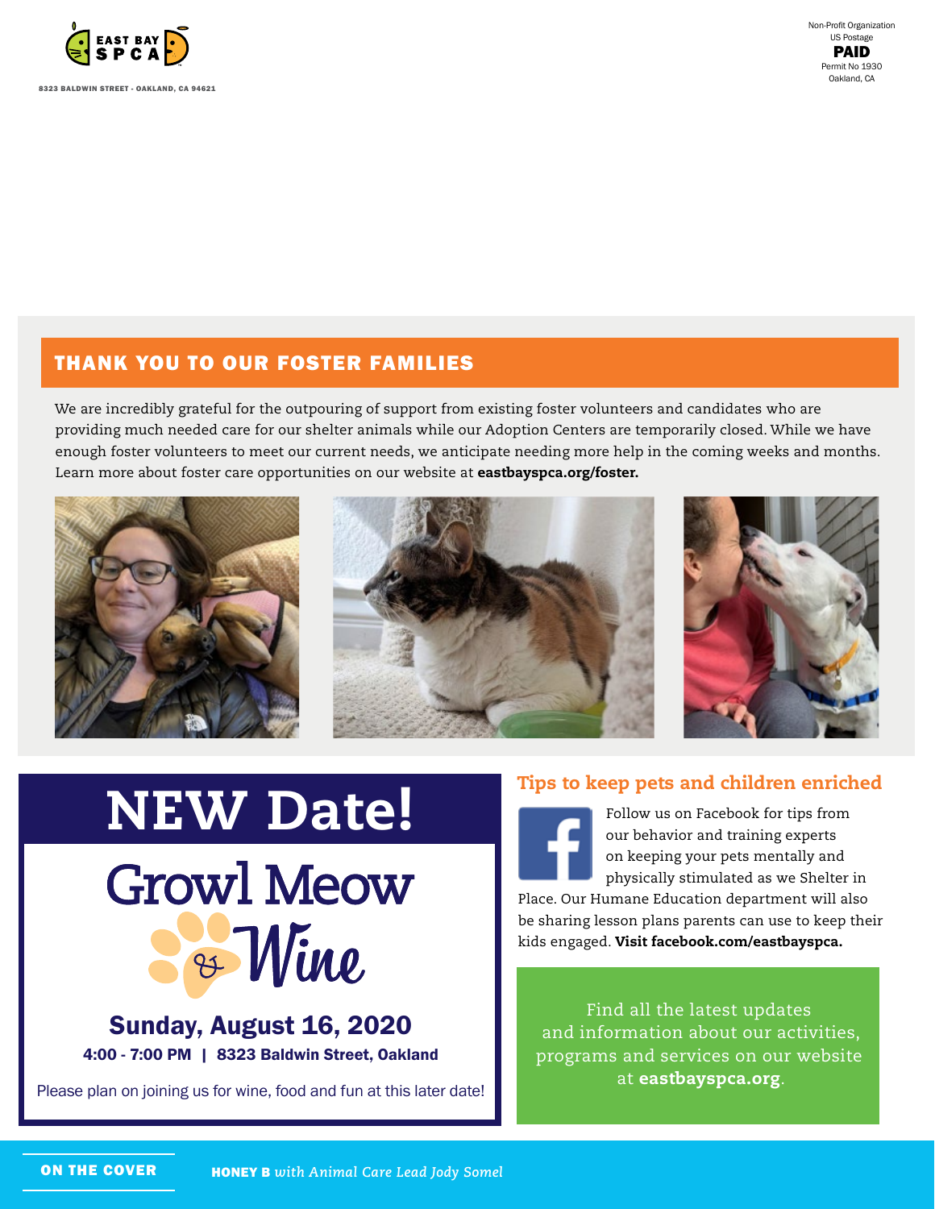EAST BAY SPCA

8323 BALDWIN STREET · OAKLAND, CA 94621

Non-Profit Organization
US Postage
**PAID**
Permit No 1930
Oakland, CA

## THANK YOU TO OUR FOSTER FAMILIES

We are incredibly grateful for the outpouring of support from existing foster volunteers and candidates who are providing much needed care for our shelter animals while our Adoption Centers are temporarily closed. While we have enough foster volunteers to meet our current needs, we anticipate needing more help in the coming weeks and months. Learn more about foster care opportunities on our website at **eastbayspca.org/foster.**

## NEW Date!

### Growl Meow & Wine

**Sunday, August 16, 2020**

**4:00 - 7:00 PM | 8323 Baldwin Street, Oakland**

Please plan on joining us for wine, food and fun at this later date!

## Tips to keep pets and children enriched

Follow us on Facebook for tips from our behavior and training experts on keeping your pets mentally and physically stimulated as we Shelter in Place. Our Humane Education department will also be sharing lesson plans parents can use to keep their kids engaged. **Visit facebook.com/eastbayspca.**

Find all the latest updates and information about our activities, programs and services on our website at **eastbayspca.org**.

**ON THE COVER** **HONEY B** *with Animal Care Lead Jody Somel*